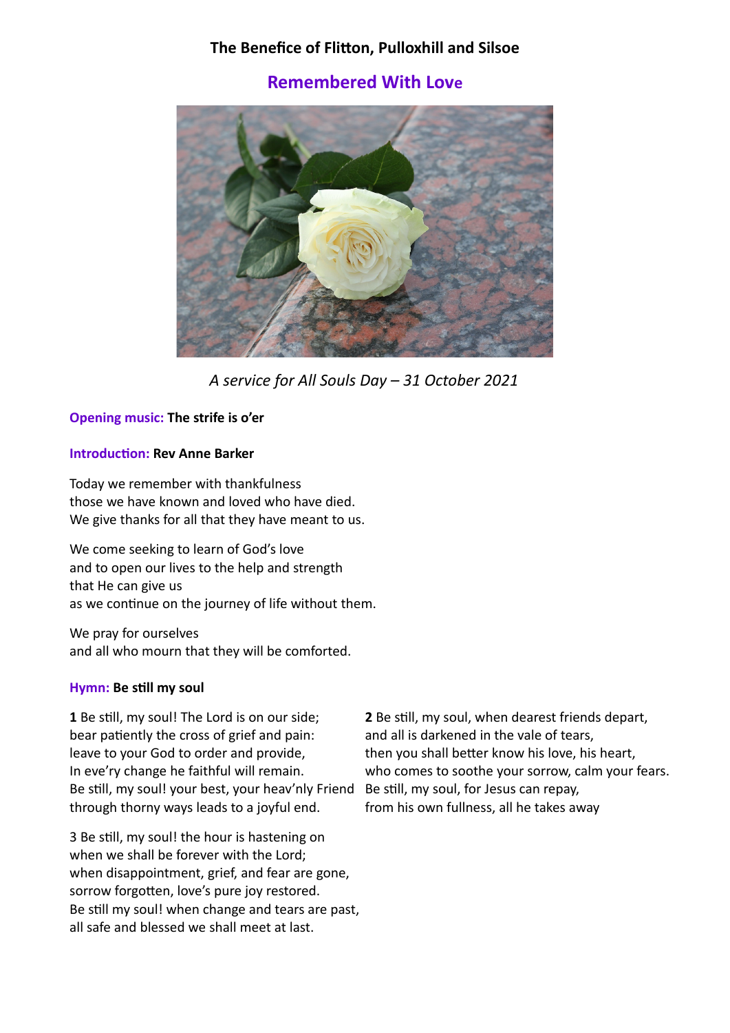# The Benefice of Flitton, Pulloxhill and Silsoe

## Remembered With Love

*A service for All Souls Day – 31 October 2021*

**Opening music: The strife is o'er**

**Introduction: Rev Anne Barker**

Today we remember with thankfulness
those we have known and loved who have died.
We give thanks for all that they have meant to us.

We come seeking to learn of God's love
and to open our lives to the help and strength
that He can give us
as we continue on the journey of life without them.

We pray for ourselves
and all who mourn that they will be comforted.

**Hymn: Be still my soul**

**1** Be still, my soul! The Lord is on our side;
bear patiently the cross of grief and pain:
leave to your God to order and provide,
In eve'ry change he faithful will remain.
Be still, my soul! your best, your heav'nly Friend
through thorny ways leads to a joyful end.

**2** Be still, my soul, when dearest friends depart,
and all is darkened in the vale of tears,
then you shall better know his love, his heart,
who comes to soothe your sorrow, calm your fears.
Be still, my soul, for Jesus can repay,
from his own fullness, all he takes away

3 Be still, my soul! the hour is hastening on
when we shall be forever with the Lord;
when disappointment, grief, and fear are gone,
sorrow forgotten, love's pure joy restored.
Be still my soul! when change and tears are past,
all safe and blessed we shall meet at last.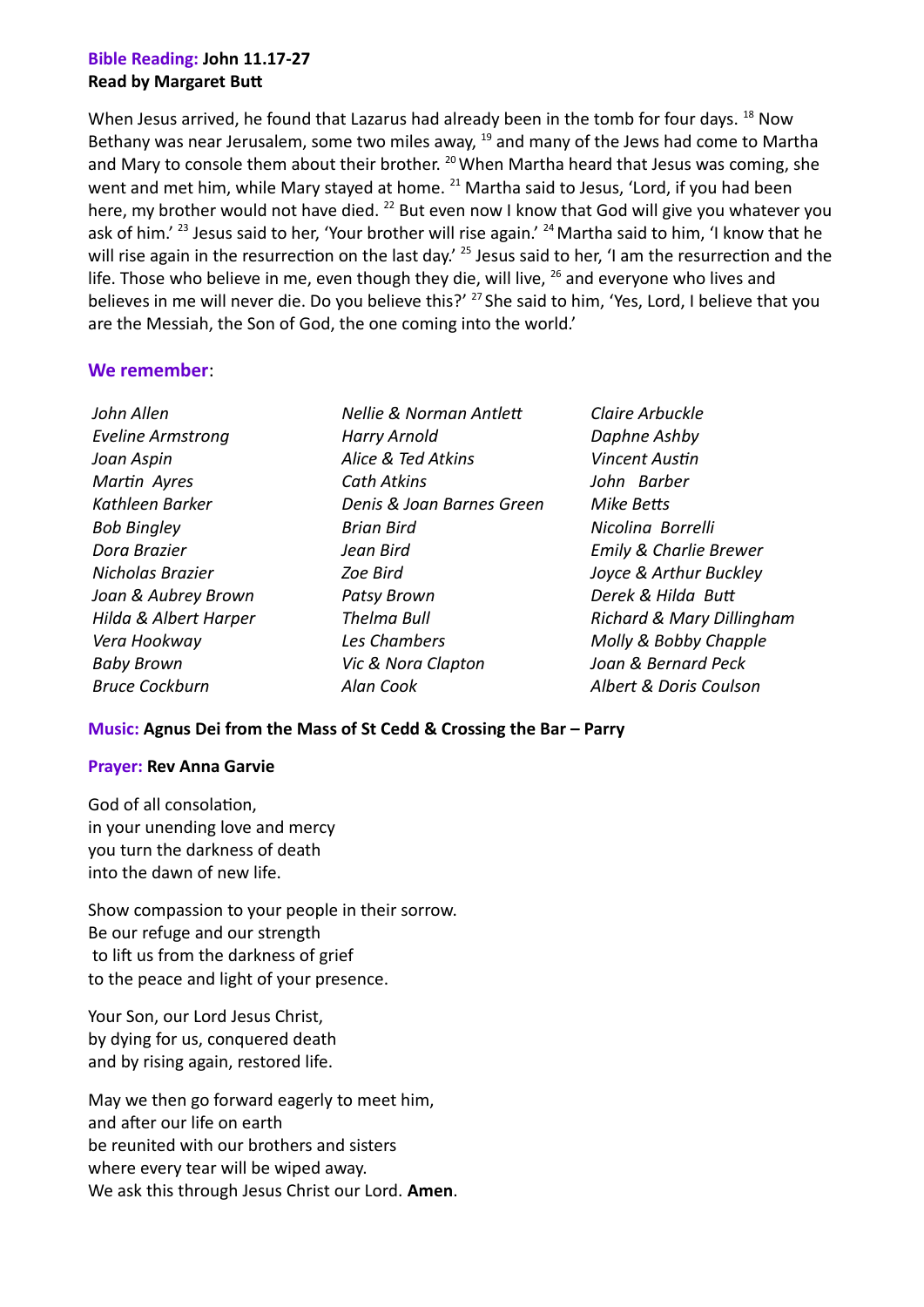**Bible Reading: John 11.17-27**
**Read by Margaret Butt**

When Jesus arrived, he found that Lazarus had already been in the tomb for four days. [18] Now Bethany was near Jerusalem, some two miles away, [19] and many of the Jews had come to Martha and Mary to console them about their brother. [20] When Martha heard that Jesus was coming, she went and met him, while Mary stayed at home. [21] Martha said to Jesus, 'Lord, if you had been here, my brother would not have died. [22] But even now I know that God will give you whatever you ask of him.' [23] Jesus said to her, 'Your brother will rise again.' [24] Martha said to him, 'I know that he will rise again in the resurrection on the last day.' [25] Jesus said to her, 'I am the resurrection and the life. Those who believe in me, even though they die, will live, [26] and everyone who lives and believes in me will never die. Do you believe this?' [27] She said to him, 'Yes, Lord, I believe that you are the Messiah, the Son of God, the one coming into the world.'

**We remember**:

*John Allen*
*Eveline Armstrong*
*Joan Aspin*
*Martin Ayres*
*Kathleen Barker*
*Bob Bingley*
*Dora Brazier*
*Nicholas Brazier*
*Joan & Aubrey Brown*
*Hilda & Albert Harper*
*Vera Hookway*
*Baby Brown*
*Bruce Cockburn*
*Nellie & Norman Antlett*
*Harry Arnold*
*Alice & Ted Atkins*
*Cath Atkins*
*Denis & Joan Barnes Green*
*Brian Bird*
*Jean Bird*
*Zoe Bird*
*Patsy Brown*
*Thelma Bull*
*Les Chambers*
*Vic & Nora Clapton*
*Alan Cook*
*Claire Arbuckle*
*Daphne Ashby*
*Vincent Austin*
*John Barber*
*Mike Betts*
*Nicolina Borrelli*
*Emily & Charlie Brewer*
*Joyce & Arthur Buckley*
*Derek & Hilda Butt*
*Richard & Mary Dillingham*
*Molly & Bobby Chapple*
*Joan & Bernard Peck*
*Albert & Doris Coulson*

**Music: Agnus Dei from the Mass of St Cedd & Crossing the Bar – Parry**

**Prayer: Rev Anna Garvie**

God of all consolation,
in your unending love and mercy
you turn the darkness of death
into the dawn of new life.

Show compassion to your people in their sorrow.
Be our refuge and our strength
to lift us from the darkness of grief
to the peace and light of your presence.

Your Son, our Lord Jesus Christ,
by dying for us, conquered death
and by rising again, restored life.

May we then go forward eagerly to meet him,
and after our life on earth
be reunited with our brothers and sisters
where every tear will be wiped away.
We ask this through Jesus Christ our Lord. **Amen**.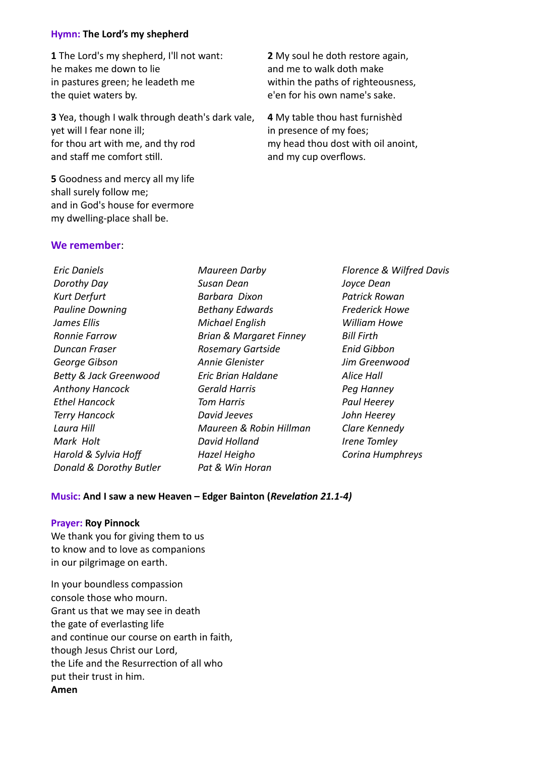**Hymn: The Lord's my shepherd**

**1** The Lord's my shepherd, I'll not want:
he makes me down to lie
in pastures green; he leadeth me
the quiet waters by.

**2** My soul he doth restore again,
and me to walk doth make
within the paths of righteousness,
e'en for his own name's sake.

**3** Yea, though I walk through death's dark vale,
yet will I fear none ill;
for thou art with me, and thy rod
and staff me comfort still.

**4** My table thou hast furnishèd
in presence of my foes;
my head thou dost with oil anoint,
and my cup overflows.

**5** Goodness and mercy all my life
shall surely follow me;
and in God's house for evermore
my dwelling-place shall be.

**We remember**:

*Eric Daniels*
*Dorothy Day*
*Kurt Derfurt*
*Pauline Downing*
*James Ellis*
*Ronnie Farrow*
*Duncan Fraser*
*George Gibson*
*Betty & Jack Greenwood*
*Anthony Hancock*
*Ethel Hancock*
*Terry Hancock*
*Laura Hill*
*Mark Holt*
*Harold & Sylvia Hoff*
*Donald & Dorothy Butler*
*Maureen Darby*
*Susan Dean*
*Barbara Dixon*
*Bethany Edwards*
*Michael English*
*Brian & Margaret Finney*
*Rosemary Gartside*
*Annie Glenister*
*Eric Brian Haldane*
*Gerald Harris*
*Tom Harris*
*David Jeeves*
*Maureen & Robin Hillman*
*David Holland*
*Hazel Heigho*
*Pat & Win Horan*
*Florence & Wilfred Davis*
*Joyce Dean*
*Patrick Rowan*
*Frederick Howe*
*William Howe*
*Bill Firth*
*Enid Gibbon*
*Jim Greenwood*
*Alice Hall*
*Peg Hanney*
*Paul Heerey*
*John Heerey*
*Clare Kennedy*
*Irene Tomley*
*Corina Humphreys*

**Music: And I saw a new Heaven – Edger Bainton (*Revelation 21.1-4)***

**Prayer: Roy Pinnock**

We thank you for giving them to us
to know and to love as companions
in our pilgrimage on earth.

In your boundless compassion
console those who mourn.
Grant us that we may see in death
the gate of everlasting life
and continue our course on earth in faith,
though Jesus Christ our Lord,
the Life and the Resurrection of all who
put their trust in him.
**Amen**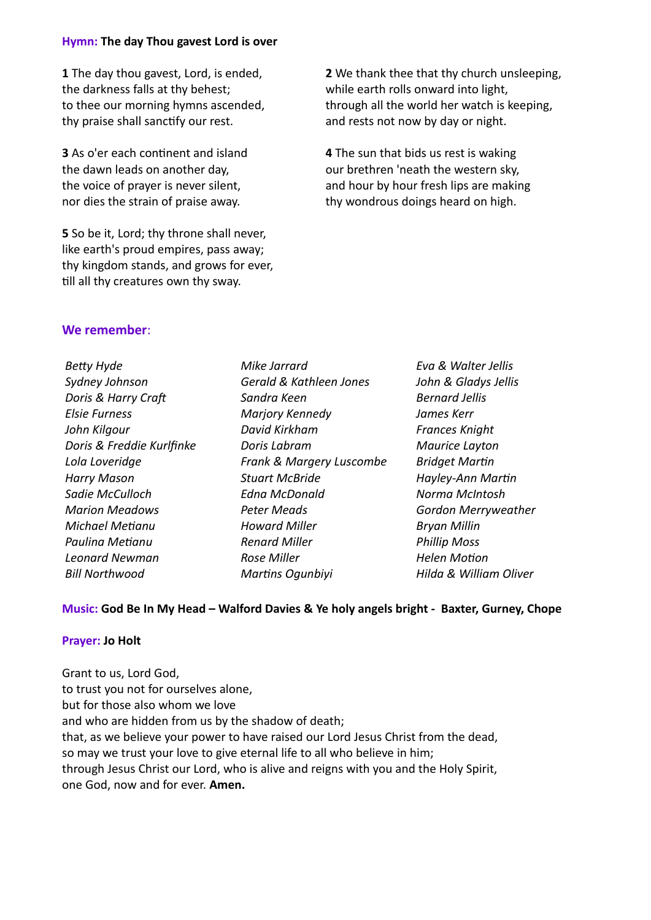**Hymn: The day Thou gavest Lord is over**

**1** The day thou gavest, Lord, is ended,
the darkness falls at thy behest;
to thee our morning hymns ascended,
thy praise shall sanctify our rest.

**2** We thank thee that thy church unsleeping,
while earth rolls onward into light,
through all the world her watch is keeping,
and rests not now by day or night.

**3** As o'er each continent and island
the dawn leads on another day,
the voice of prayer is never silent,
nor dies the strain of praise away.

**4** The sun that bids us rest is waking
our brethren 'neath the western sky,
and hour by hour fresh lips are making
thy wondrous doings heard on high.

**5** So be it, Lord; thy throne shall never,
like earth's proud empires, pass away;
thy kingdom stands, and grows for ever,
till all thy creatures own thy sway.

**We remember**:

*Betty Hyde*
*Sydney Johnson*
*Doris & Harry Craft*
*Elsie Furness*
*John Kilgour*
*Doris & Freddie Kurlfinke*
*Lola Loveridge*
*Harry Mason*
*Sadie McCulloch*
*Marion Meadows*
*Michael Metianu*
*Paulina Metianu*
*Leonard Newman*
*Bill Northwood*
*Mike Jarrard*
*Gerald & Kathleen Jones*
*Sandra Keen*
*Marjory Kennedy*
*David Kirkham*
*Doris Labram*
*Frank & Margery Luscombe*
*Stuart McBride*
*Edna McDonald*
*Peter Meads*
*Howard Miller*
*Renard Miller*
*Rose Miller*
*Martins Ogunbiyi*
*Eva & Walter Jellis*
*John & Gladys Jellis*
*Bernard Jellis*
*James Kerr*
*Frances Knight*
*Maurice Layton*
*Bridget Martin*
*Hayley-Ann Martin*
*Norma McIntosh*
*Gordon Merryweather*
*Bryan Millin*
*Phillip Moss*
*Helen Motion*
*Hilda & William Oliver*

**Music: God Be In My Head – Walford Davies & Ye holy angels bright - Baxter, Gurney, Chope**

**Prayer: Jo Holt**

Grant to us, Lord God,
to trust you not for ourselves alone,
but for those also whom we love
and who are hidden from us by the shadow of death;
that, as we believe your power to have raised our Lord Jesus Christ from the dead,
so may we trust your love to give eternal life to all who believe in him;
through Jesus Christ our Lord, who is alive and reigns with you and the Holy Spirit,
one God, now and for ever. **Amen.**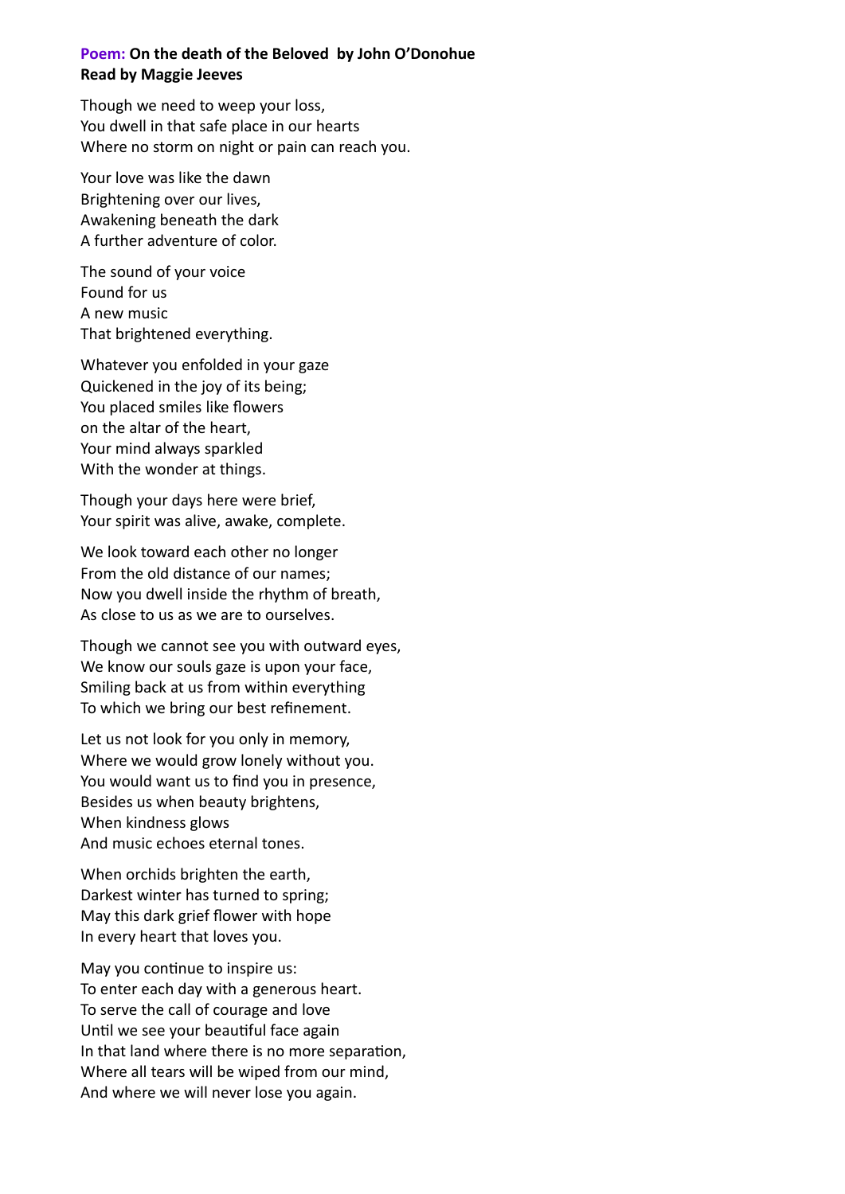**Poem: On the death of the Beloved by John O'Donohue**
**Read by Maggie Jeeves**

Though we need to weep your loss,
You dwell in that safe place in our hearts
Where no storm on night or pain can reach you.

Your love was like the dawn
Brightening over our lives,
Awakening beneath the dark
A further adventure of color.

The sound of your voice
Found for us
A new music
That brightened everything.

Whatever you enfolded in your gaze
Quickened in the joy of its being;
You placed smiles like flowers
on the altar of the heart,
Your mind always sparkled
With the wonder at things.

Though your days here were brief,
Your spirit was alive, awake, complete.

We look toward each other no longer
From the old distance of our names;
Now you dwell inside the rhythm of breath,
As close to us as we are to ourselves.

Though we cannot see you with outward eyes,
We know our souls gaze is upon your face,
Smiling back at us from within everything
To which we bring our best refinement.

Let us not look for you only in memory,
Where we would grow lonely without you.
You would want us to find you in presence,
Besides us when beauty brightens,
When kindness glows
And music echoes eternal tones.

When orchids brighten the earth,
Darkest winter has turned to spring;
May this dark grief flower with hope
In every heart that loves you.

May you continue to inspire us:
To enter each day with a generous heart.
To serve the call of courage and love
Until we see your beautiful face again
In that land where there is no more separation,
Where all tears will be wiped from our mind,
And where we will never lose you again.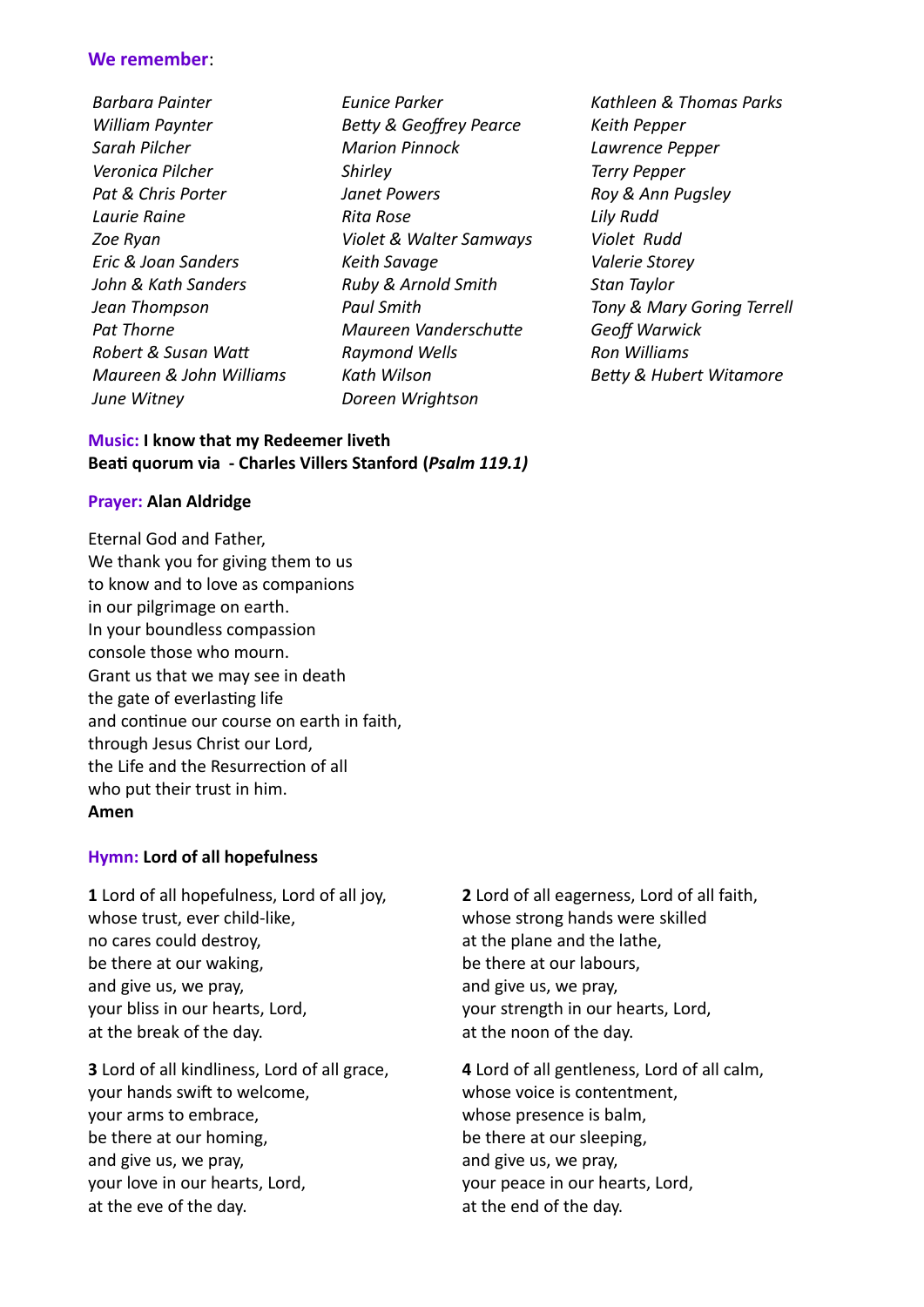**We remember**:

*Barbara Painter*
*William Paynter*
*Sarah Pilcher*
*Veronica Pilcher*
*Pat & Chris Porter*
*Laurie Raine*
*Zoe Ryan*
*Eric & Joan Sanders*
*John & Kath Sanders*
*Jean Thompson*
*Pat Thorne*
*Robert & Susan Watt*
*Maureen & John Williams*
*June Witney*
*Eunice Parker*
*Betty & Geoffrey Pearce*
*Marion Pinnock*
*Shirley*
*Janet Powers*
*Rita Rose*
*Violet & Walter Samways*
*Keith Savage*
*Ruby & Arnold Smith*
*Paul Smith*
*Maureen Vanderschutte*
*Raymond Wells*
*Kath Wilson*
*Doreen Wrightson*
*Kathleen & Thomas Parks*
*Keith Pepper*
*Lawrence Pepper*
*Terry Pepper*
*Roy & Ann Pugsley*
*Lily Rudd*
*Violet Rudd*
*Valerie Storey*
*Stan Taylor*
*Tony & Mary Goring Terrell*
*Geoff Warwick*
*Ron Williams*
*Betty & Hubert Witamore*

**Music: I know that my Redeemer liveth**
**Beati quorum via - Charles Villers Stanford (*Psalm 119.1)***

**Prayer: Alan Aldridge**

Eternal God and Father,
We thank you for giving them to us
to know and to love as companions
in our pilgrimage on earth.
In your boundless compassion
console those who mourn.
Grant us that we may see in death
the gate of everlasting life
and continue our course on earth in faith,
through Jesus Christ our Lord,
the Life and the Resurrection of all
who put their trust in him.
**Amen**

**Hymn: Lord of all hopefulness**

**1** Lord of all hopefulness, Lord of all joy,
whose trust, ever child-like,
no cares could destroy,
be there at our waking,
and give us, we pray,
your bliss in our hearts, Lord,
at the break of the day.

**2** Lord of all eagerness, Lord of all faith,
whose strong hands were skilled
at the plane and the lathe,
be there at our labours,
and give us, we pray,
your strength in our hearts, Lord,
at the noon of the day.

**3** Lord of all kindliness, Lord of all grace,
your hands swift to welcome,
your arms to embrace,
be there at our homing,
and give us, we pray,
your love in our hearts, Lord,
at the eve of the day.

**4** Lord of all gentleness, Lord of all calm,
whose voice is contentment,
whose presence is balm,
be there at our sleeping,
and give us, we pray,
your peace in our hearts, Lord,
at the end of the day.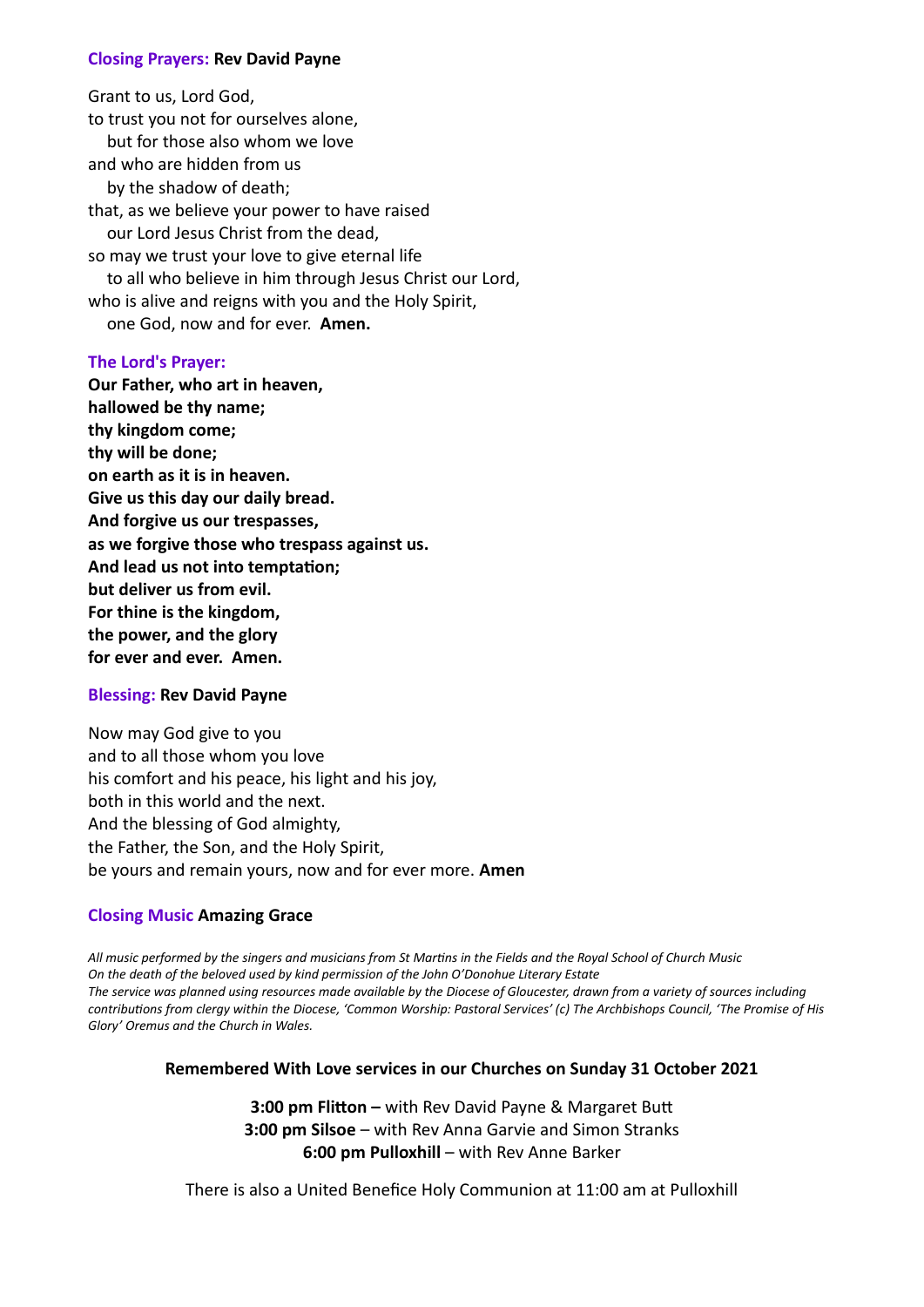**Closing Prayers: Rev David Payne**

Grant to us, Lord God,
to trust you not for ourselves alone,
but for those also whom we love
and who are hidden from us
by the shadow of death;
that, as we believe your power to have raised
our Lord Jesus Christ from the dead,
so may we trust your love to give eternal life
to all who believe in him through Jesus Christ our Lord,
who is alive and reigns with you and the Holy Spirit,
one God, now and for ever. **Amen.**

**The Lord's Prayer:**

**Our Father, who art in heaven,
hallowed be thy name;
thy kingdom come;
thy will be done;
on earth as it is in heaven.
Give us this day our daily bread.
And forgive us our trespasses,
as we forgive those who trespass against us.
And lead us not into temptation;
but deliver us from evil.
For thine is the kingdom,
the power, and the glory
for ever and ever. Amen.**

**Blessing: Rev David Payne**

Now may God give to you
and to all those whom you love
his comfort and his peace, his light and his joy,
both in this world and the next.
And the blessing of God almighty,
the Father, the Son, and the Holy Spirit,
be yours and remain yours, now and for ever more. **Amen**

**Closing Music Amazing Grace**

*All music performed by the singers and musicians from St Martins in the Fields and the Royal School of Church Music*
*On the death of the beloved used by kind permission of the John O'Donohue Literary Estate*
*The service was planned using resources made available by the Diocese of Gloucester, drawn from a variety of sources including contributions from clergy within the Diocese, 'Common Worship: Pastoral Services' (c) The Archbishops Council, 'The Promise of His Glory' Oremus and the Church in Wales.*

**Remembered With Love services in our Churches on Sunday 31 October 2021**

**3:00 pm Flitton –** with Rev David Payne & Margaret Butt
**3:00 pm Silsoe** – with Rev Anna Garvie and Simon Stranks
**6:00 pm Pulloxhill** – with Rev Anne Barker

There is also a United Benefice Holy Communion at 11:00 am at Pulloxhill